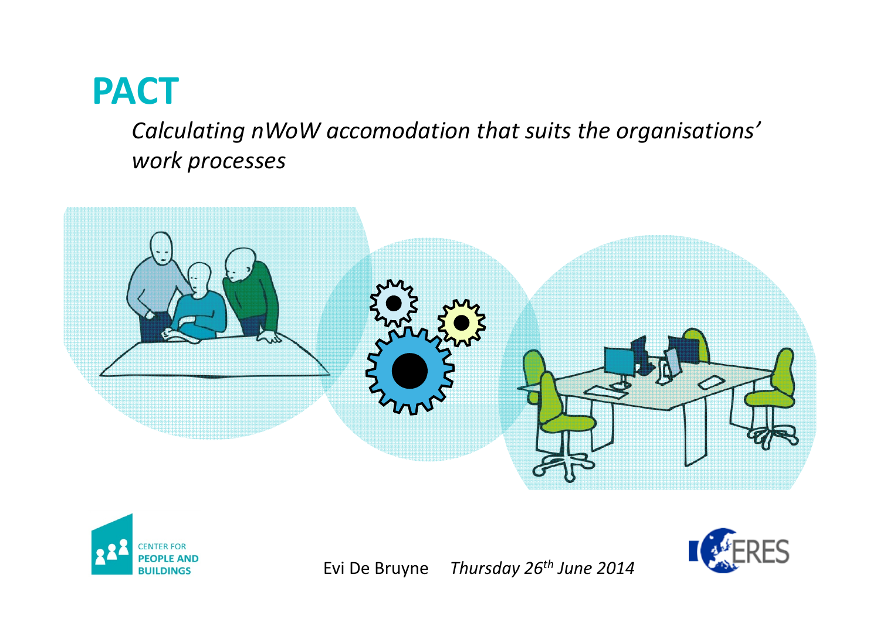# PACT

*Calculating nWoW accomodation that suits the organisations' work processes*

CENTER FOR PEOPLE AND BUILDINGS

Evi De Bruyne *Thursday 26th June 2014*

ERES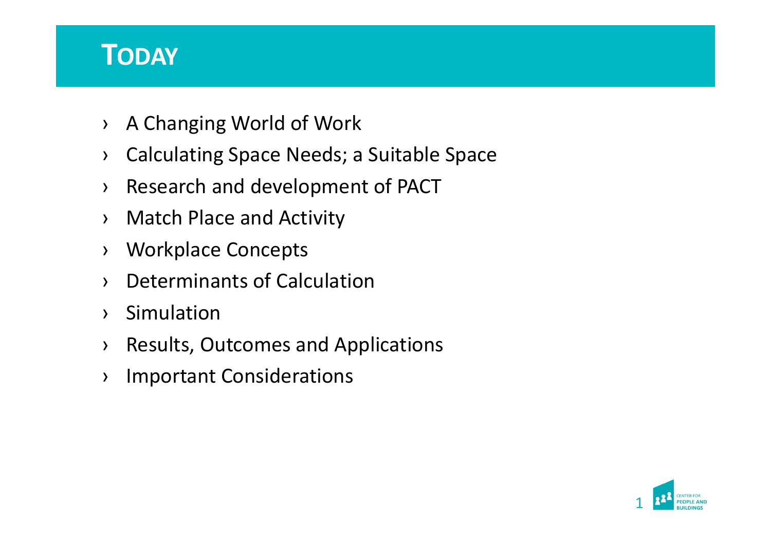# TODAY

- A Changing World of Work
- Calculating Space Needs; a Suitable Space
- Research and development of PACT
- Match Place and Activity
- Workplace Concepts
- Determinants of Calculation
- Simulation
- Results, Outcomes and Applications
- Important Considerations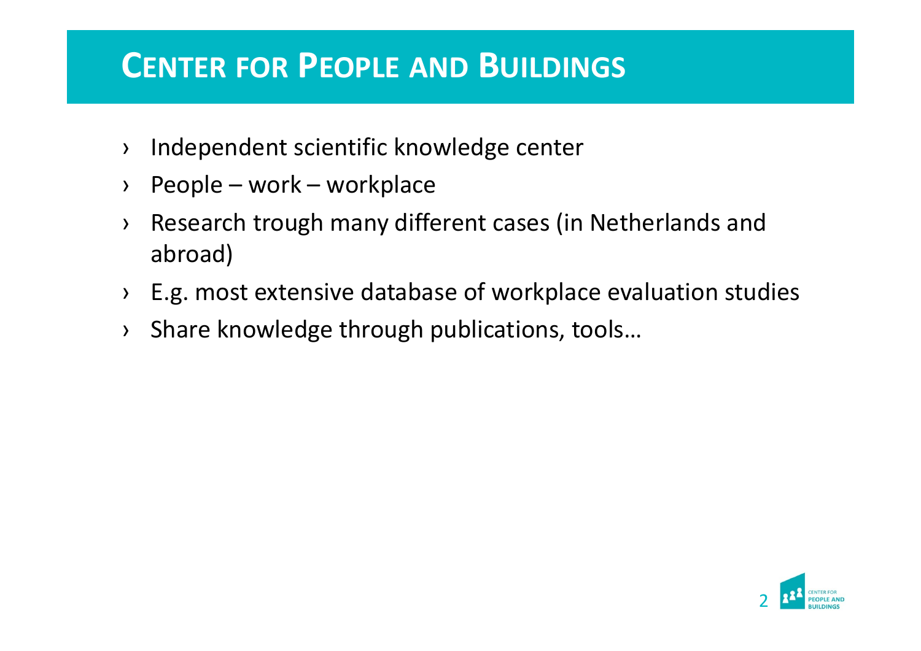# CENTER FOR PEOPLE AND BUILDINGS

- Independent scientific knowledge center
- People – work – workplace
- Research trough many different cases (in Netherlands and abroad)
- E.g. most extensive database of workplace evaluation studies
- Share knowledge through publications, tools…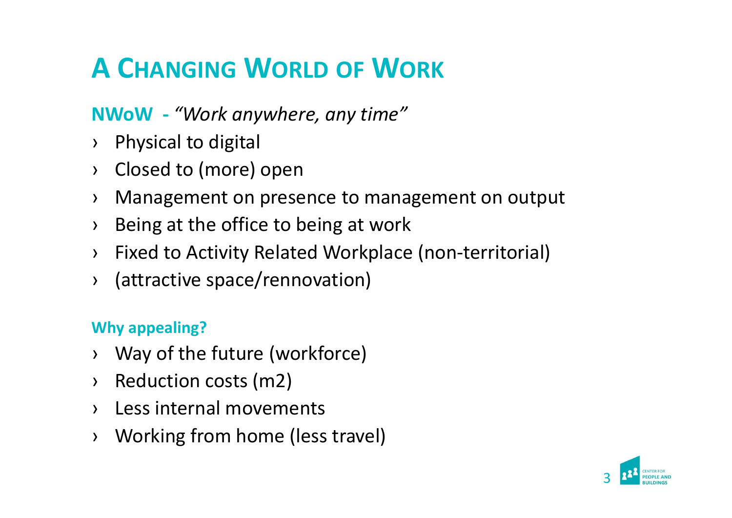# A Changing World of Work

**NWoW** - *"Work anywhere, any time"*

- Physical to digital
- Closed to (more) open
- Management on presence to management on output
- Being at the office to being at work
- Fixed to Activity Related Workplace (non-territorial)
- (attractive space/rennovation)

**Why appealing?**

- Way of the future (workforce)
- Reduction costs (m2)
- Less internal movements
- Working from home (less travel)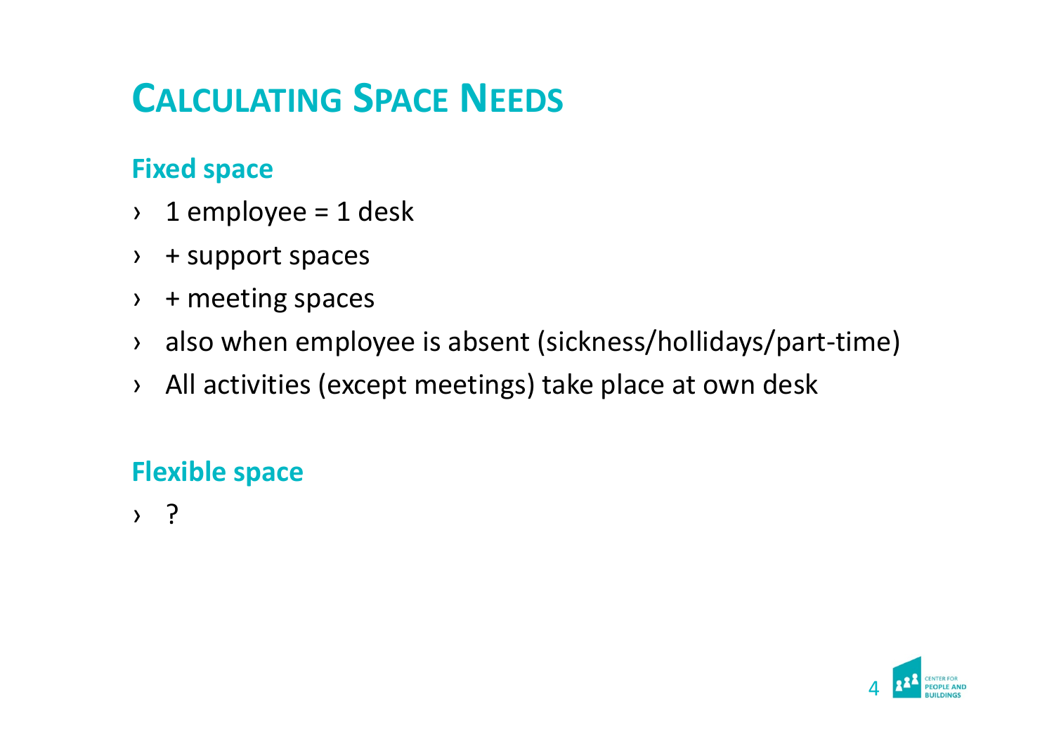# Calculating Space Needs

## Fixed space

- 1 employee = 1 desk
- + support spaces
- + meeting spaces
- also when employee is absent (sickness/hollidays/part-time)
- All activities (except meetings) take place at own desk

## Flexible space

- ?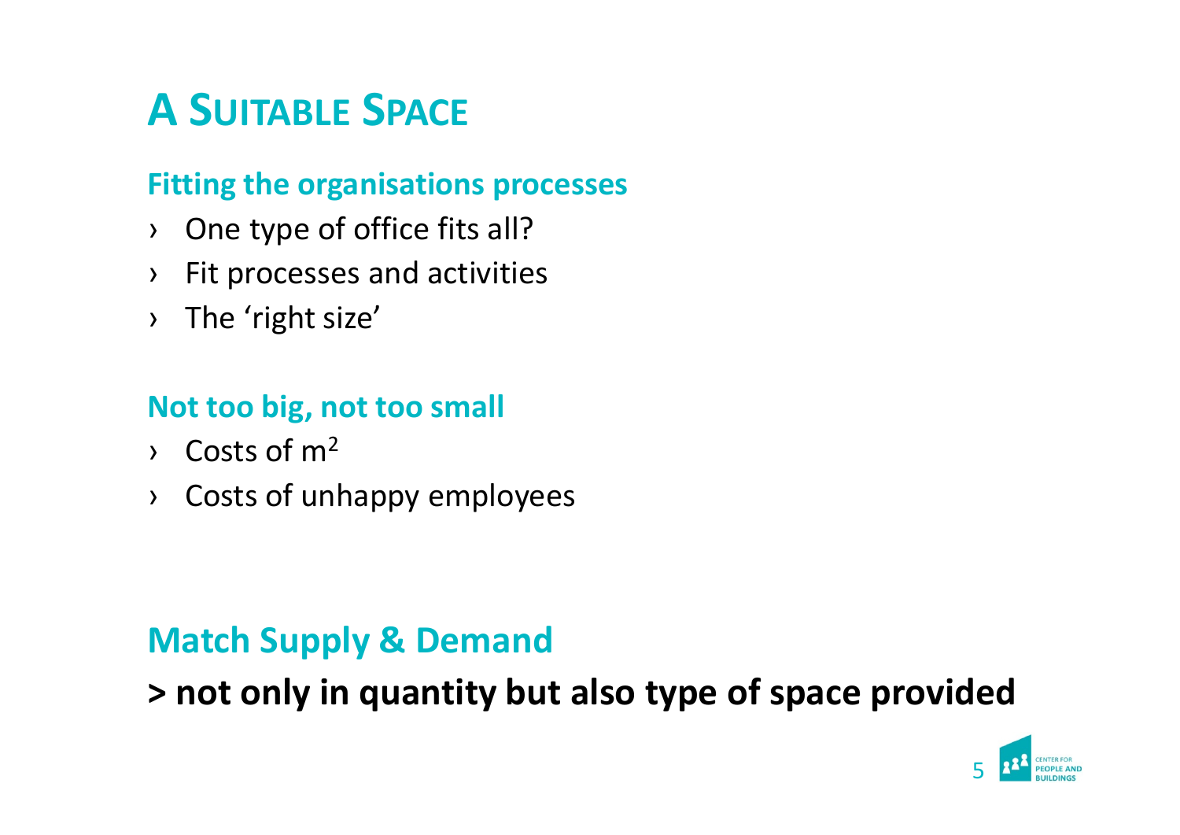# A Suitable Space

### Fitting the organisations processes

- One type of office fits all?
- Fit processes and activities
- The 'right size'

### Not too big, not too small

- Costs of $m^2$
- Costs of unhappy employees

## Match Supply & Demand

**> not only in quantity but also type of space provided**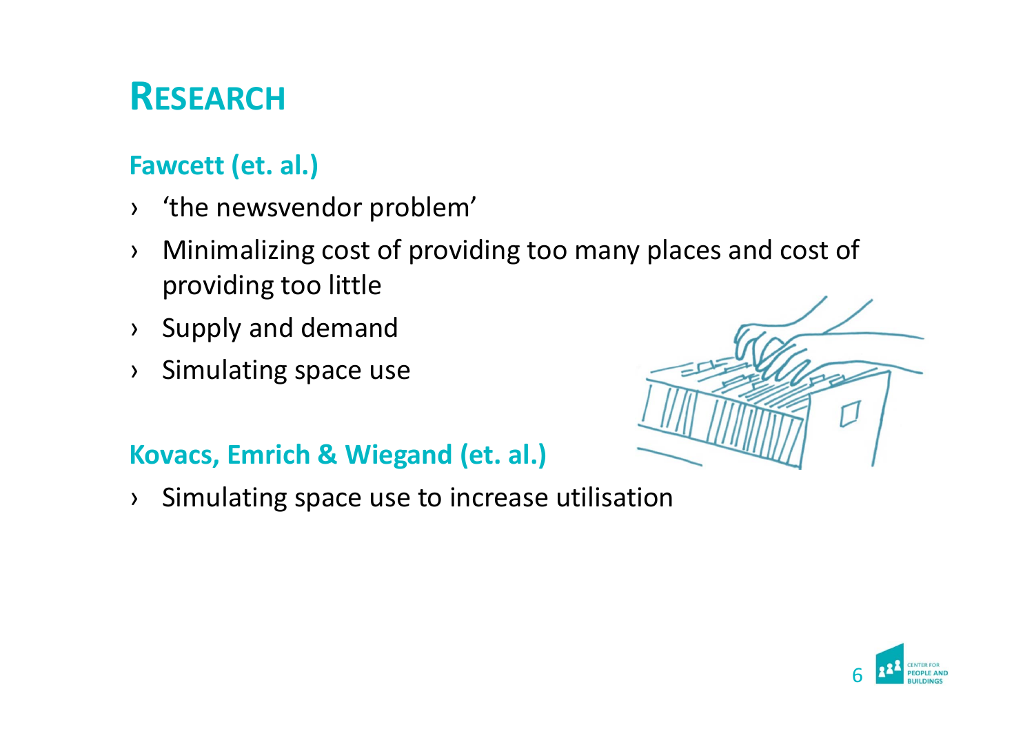# RESEARCH

## Fawcett (et. al.)

- 'the newsvendor problem'
- Minimalizing cost of providing too many places and cost of providing too little
- Supply and demand
- Simulating space use

## Kovacs, Emrich & Wiegand (et. al.)

- Simulating space use to increase utilisation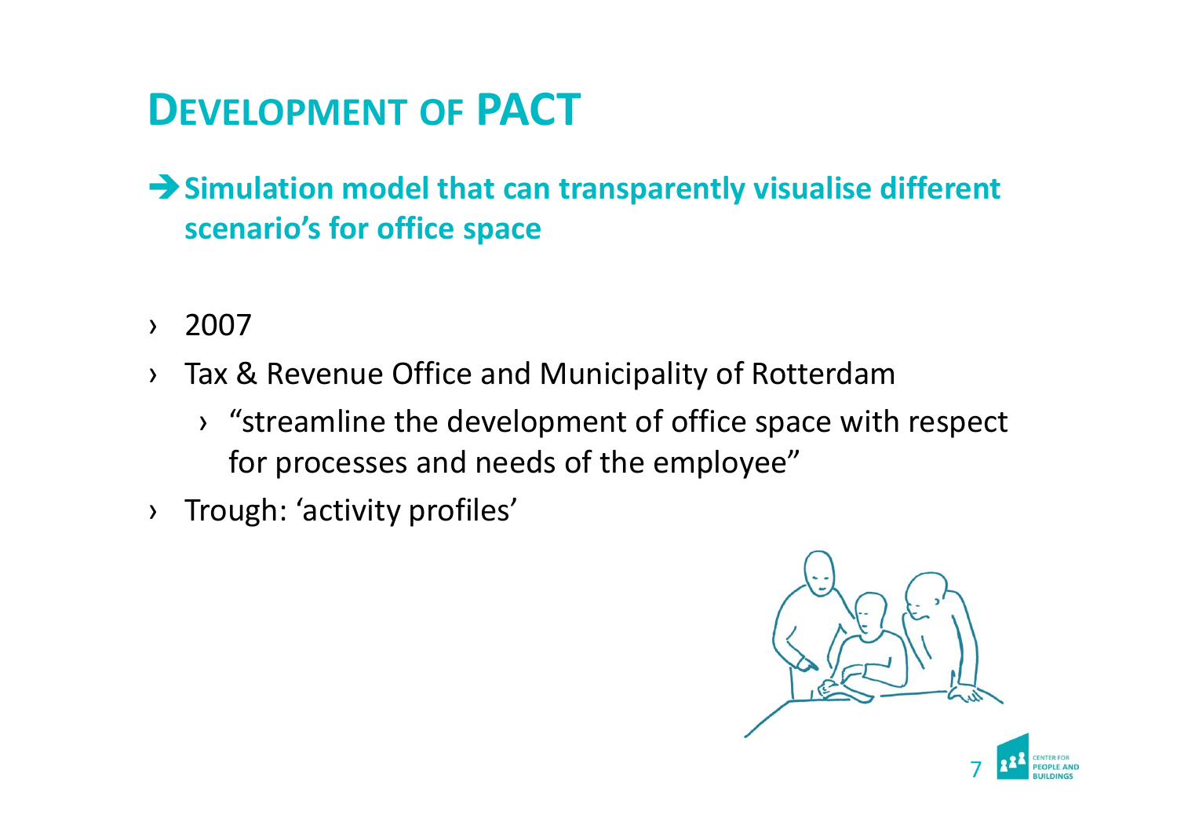# DEVELOPMENT OF PACT

➔ **Simulation model that can transparently visualise different scenario's for office space**

- 2007
- Tax & Revenue Office and Municipality of Rotterdam
  - "streamline the development of office space with respect for processes and needs of the employee"
- Trough: 'activity profiles'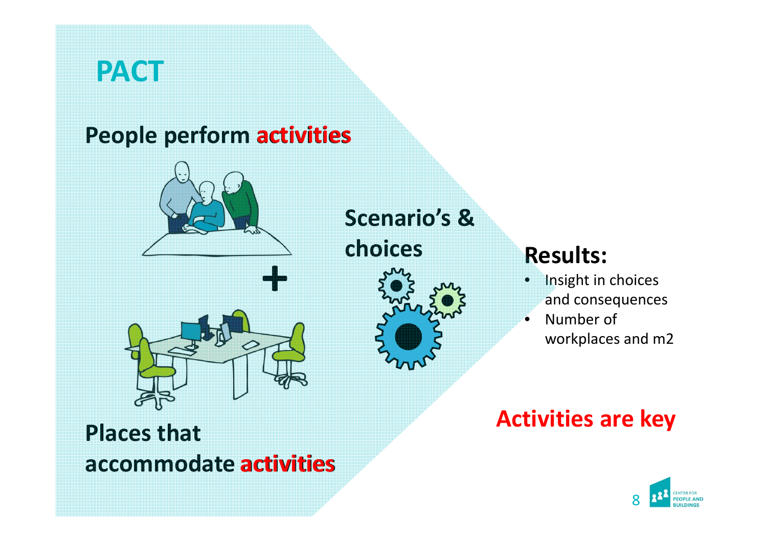# PACT

**People perform activities**

**+**

**Places that accommodate activities**

**Scenario's & choices**

## Results:

- Insight in choices and consequences
- Number of workplaces and m2

**Activities are key**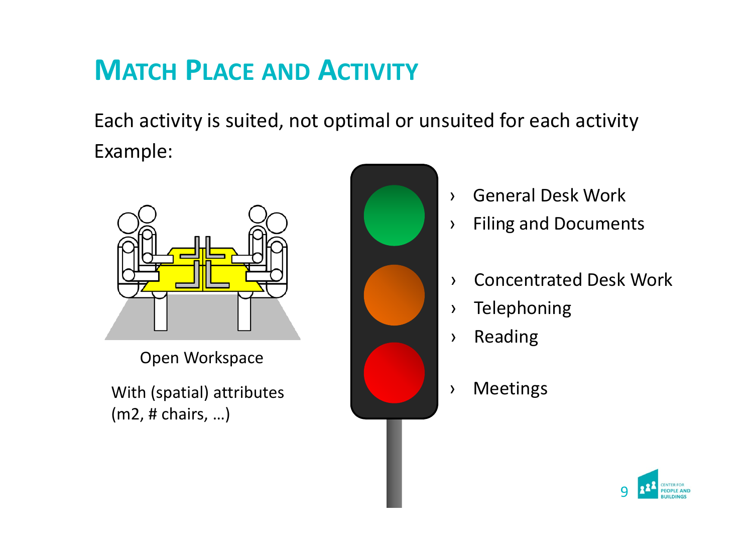# Match Place and Activity

Each activity is suited, not optimal or unsuited for each activity

Example:

Open Workspace

With (spatial) attributes (m2, # chairs, …)

- General Desk Work
- Filing and Documents

- Concentrated Desk Work
- Telephoning
- Reading

- Meetings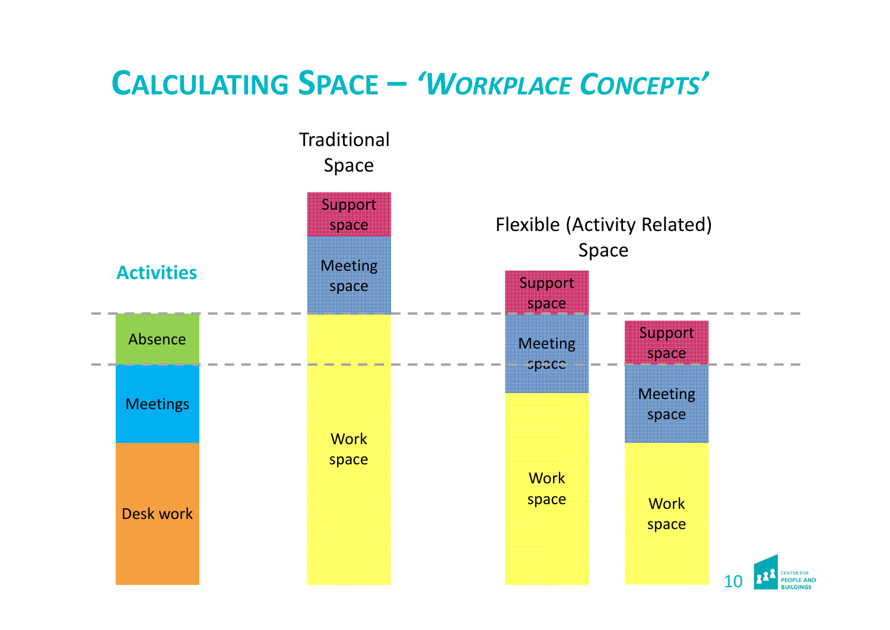# CALCULATING SPACE – *'WORKPLACE CONCEPTS'*

**Activities**

- Absence
- Meetings
- Desk work

Traditional Space

- Support space
- Meeting space
- Work space

Flexible (Activity Related) Space

- Support space
- Meeting space
- Work space

- Support space
- Meeting space
- Work space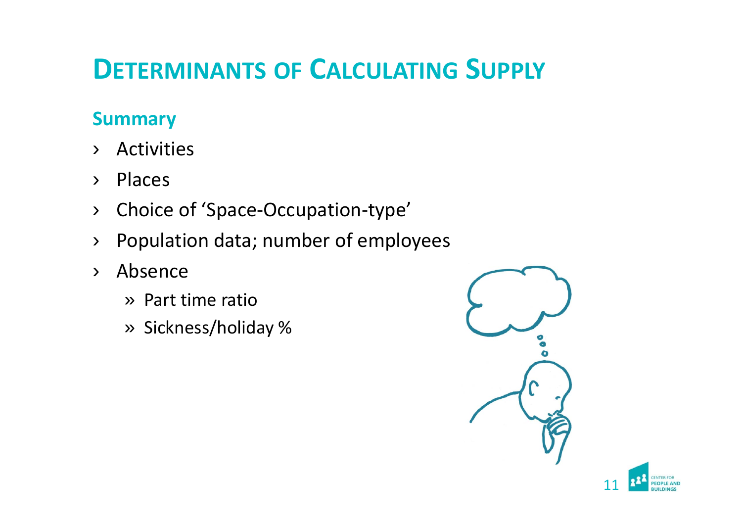# Determinants of Calculating Supply

## Summary

- Activities
- Places
- Choice of 'Space-Occupation-type'
- Population data; number of employees
- Absence
  - Part time ratio
  - Sickness/holiday %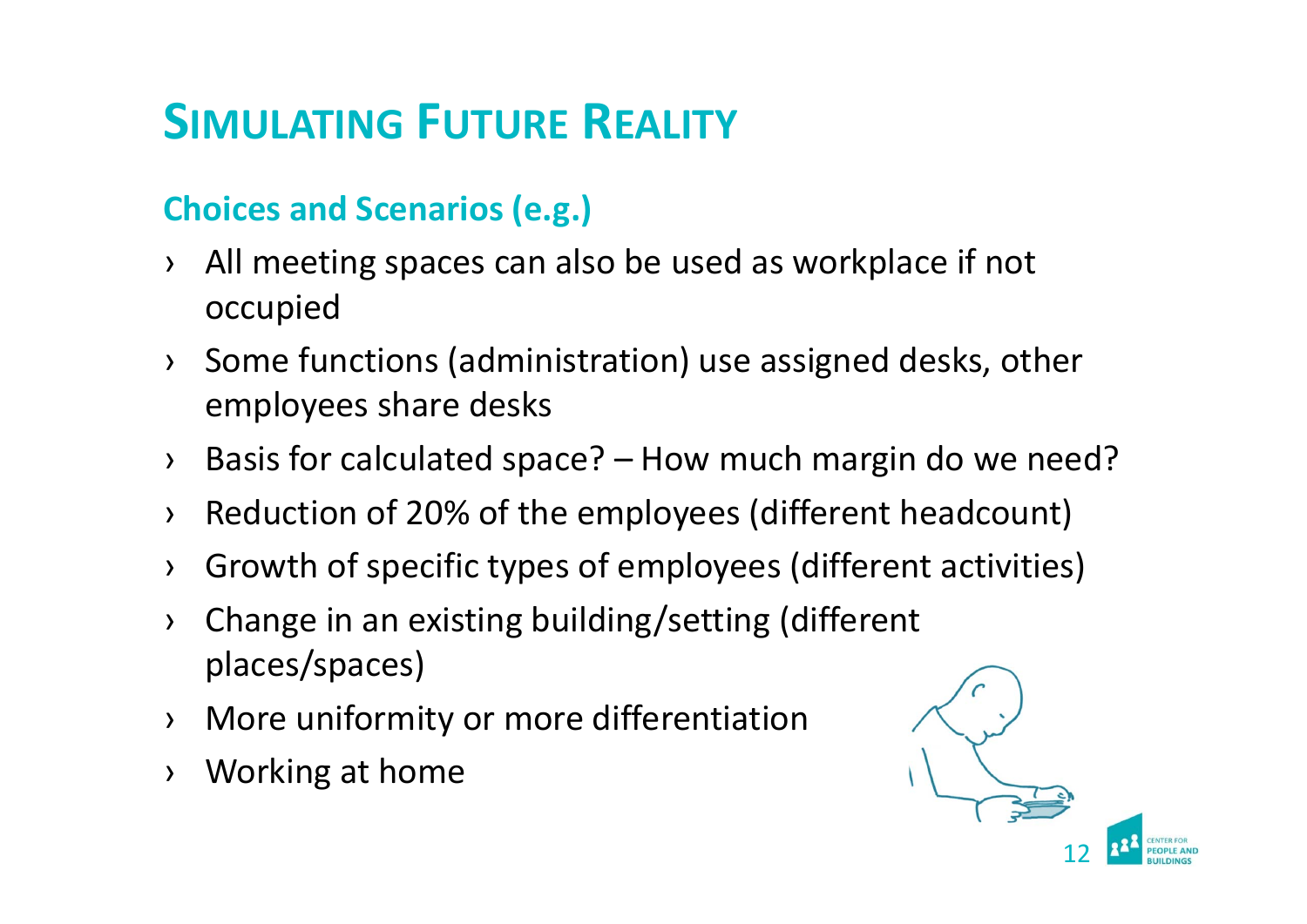# Simulating Future Reality

## Choices and Scenarios (e.g.)

- All meeting spaces can also be used as workplace if not occupied
- Some functions (administration) use assigned desks, other employees share desks
- Basis for calculated space? – How much margin do we need?
- Reduction of 20% of the employees (different headcount)
- Growth of specific types of employees (different activities)
- Change in an existing building/setting (different places/spaces)
- More uniformity or more differentiation
- Working at home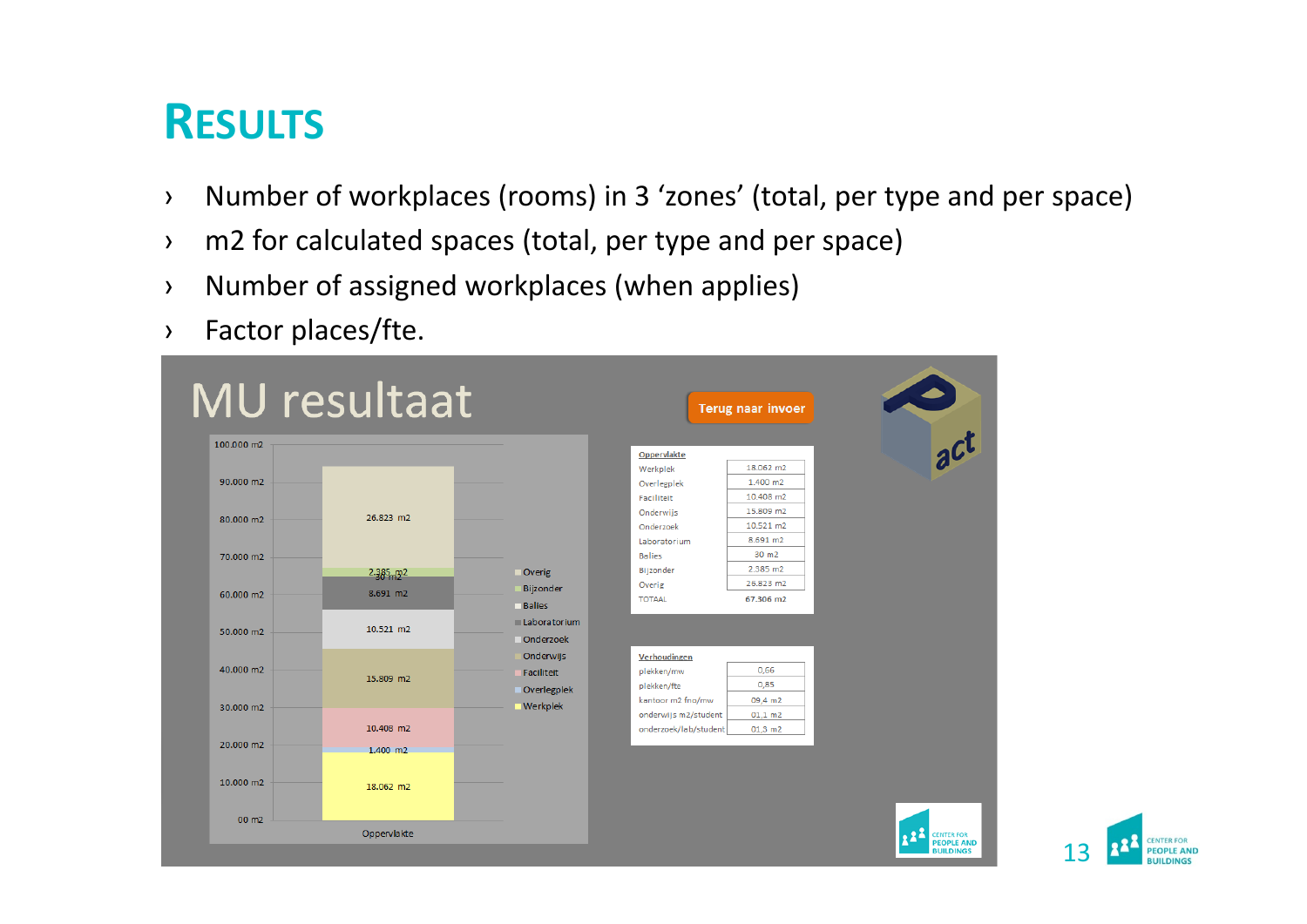# RESULTS

- Number of workplaces (rooms) in 3 'zones' (total, per type and per space)
- m2 for calculated spaces (total, per type and per space)
- Number of assigned workplaces (when applies)
- Factor places/fte.

## MU resultaat

Terug naar invoer

| Oppervlakte | |
|---|---|
| Werkplek | 18.062 m2 |
| Overlegplek | 1.400 m2 |
| Faciliteit | 10.408 m2 |
| Onderwijs | 15.809 m2 |
| Onderzoek | 10.521 m2 |
| Laboratorium | 8.691 m2 |
| Balies | 30 m2 |
| Bijzonder | 2.385 m2 |
| Overig | 26.823 m2 |
| TOTAAL | 67.306 m2 |

| Verhoudingen | |
|---|---|
| plekken/mw | 0,66 |
| plekken/fte | 0,85 |
| kantoor m2 fno/mw | 09,4 m2 |
| onderwijs m2/student | 01,1 m2 |
| onderzoek/lab/student | 01,3 m2 |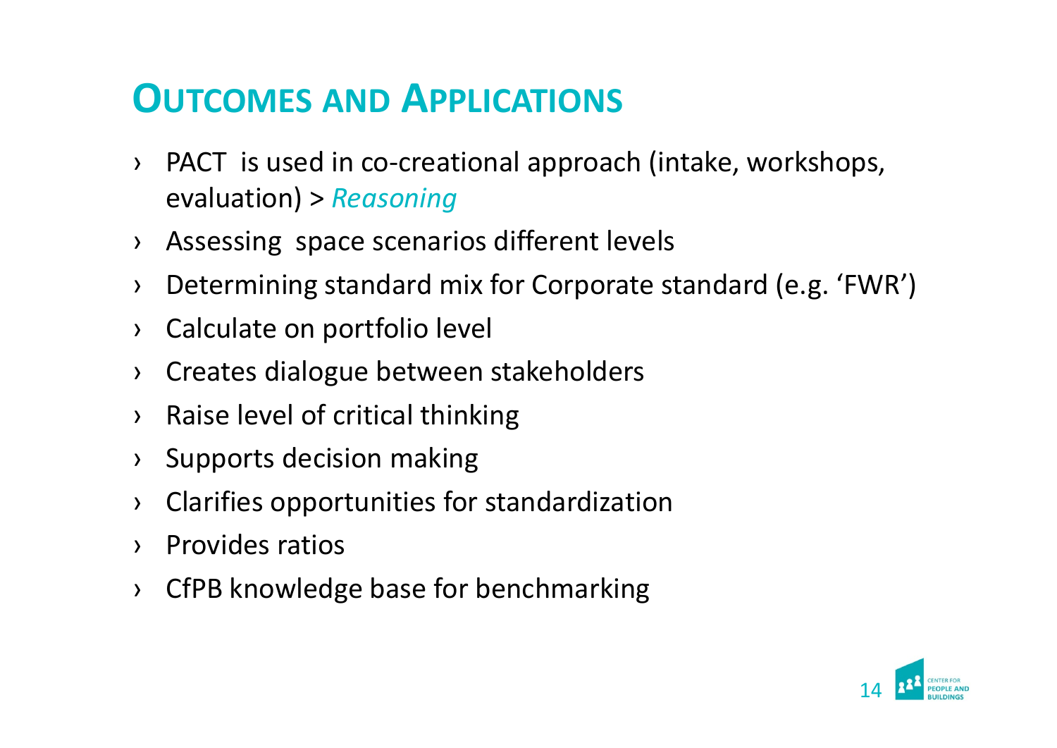## Outcomes and Applications

- PACT  is used in co-creational approach (intake, workshops, evaluation) > *Reasoning*
- Assessing  space scenarios different levels
- Determining standard mix for Corporate standard (e.g. ‘FWR’)
- Calculate on portfolio level
- Creates dialogue between stakeholders
- Raise level of critical thinking
- Supports decision making
- Clarifies opportunities for standardization
- Provides ratios
- CfPB knowledge base for benchmarking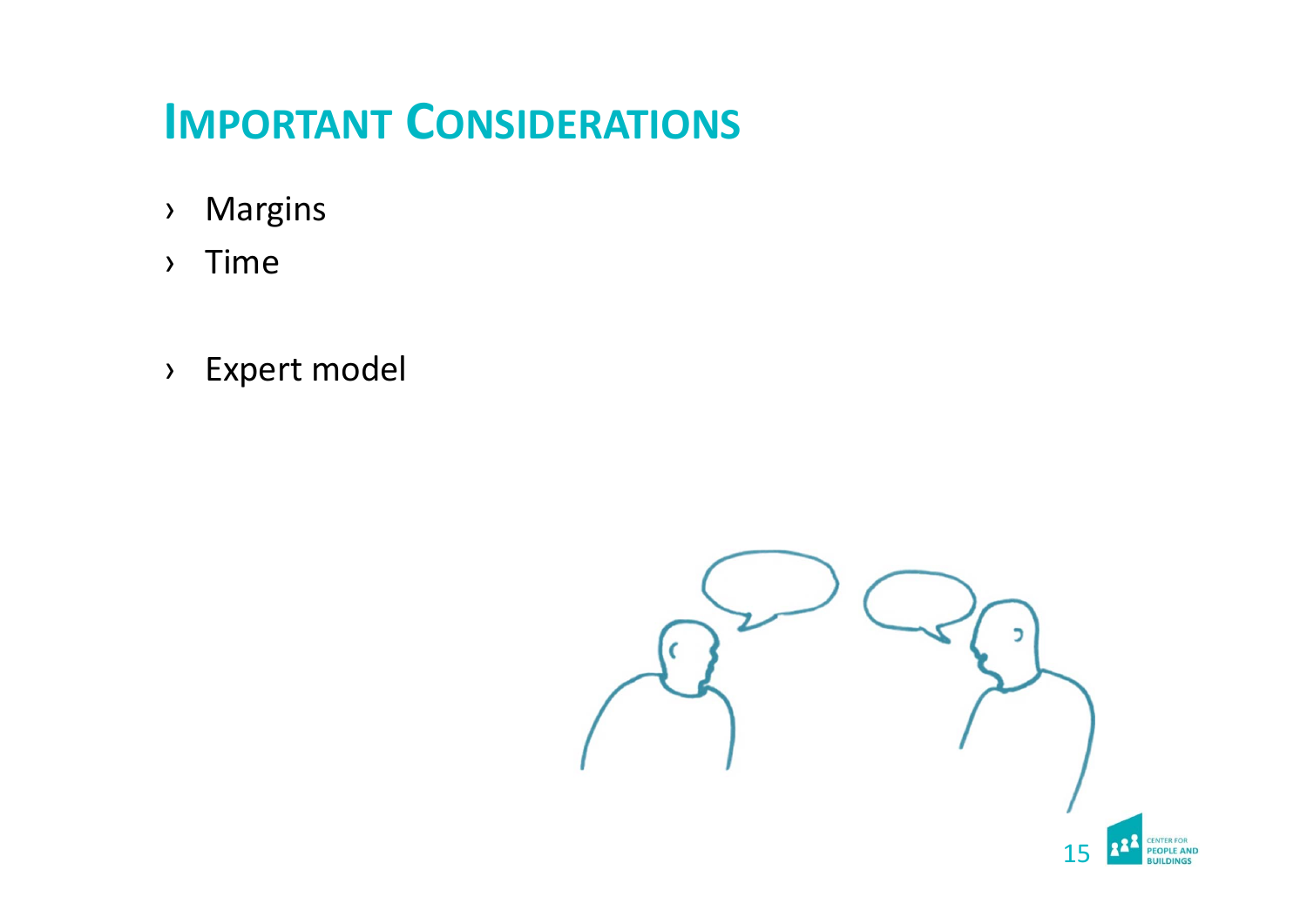# Important Considerations

- Margins
- Time

- Expert model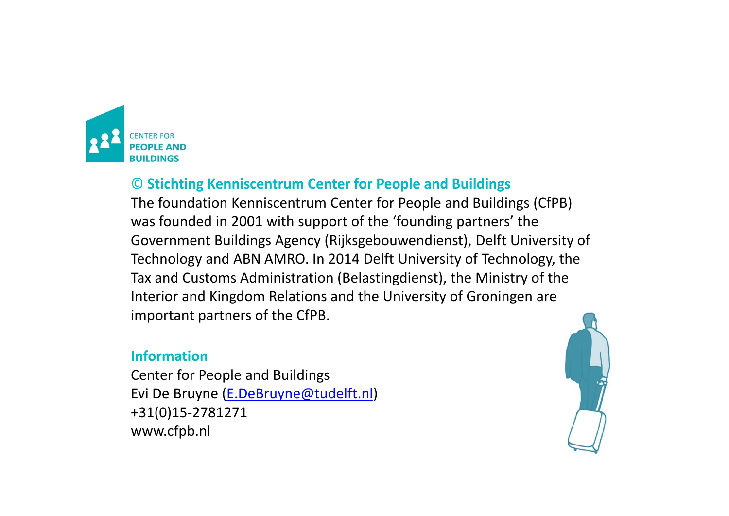CENTER FOR
**PEOPLE AND**
**BUILDINGS**

## © Stichting Kenniscentrum Center for People and Buildings

The foundation Kenniscentrum Center for People and Buildings (CfPB) was founded in 2001 with support of the 'founding partners' the Government Buildings Agency (Rijksgebouwendienst), Delft University of Technology and ABN AMRO. In 2014 Delft University of Technology, the Tax and Customs Administration (Belastingdienst), the Ministry of the Interior and Kingdom Relations and the University of Groningen are important partners of the CfPB.

## Information

Center for People and Buildings
Evi De Bruyne (E.DeBruyne@tudelft.nl)
+31(0)15-2781271
www.cfpb.nl